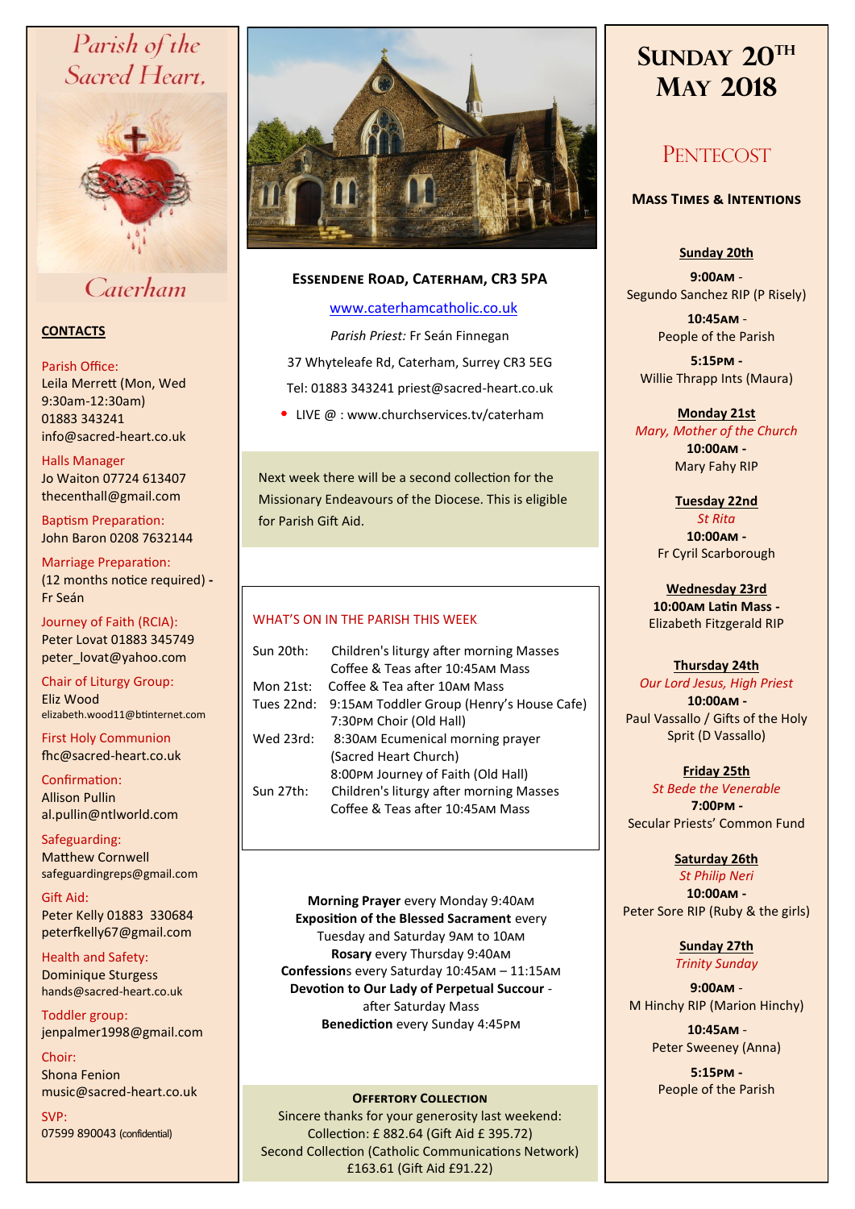# Parish of the Sacred Heart, Caterham

## CONTACTS

Parish Office:
Leila Merrett (Mon, Wed 9:30am-12:30am)
01883 343241
info@sacred-heart.co.uk

Halls Manager
Jo Waiton 07724 613407
thecenthall@gmail.com

Baptism Preparation:
John Baron 0208 7632144

Marriage Preparation:
(12 months notice required) - Fr Seán

Journey of Faith (RCIA):
Peter Lovat 01883 345749
peter_lovat@yahoo.com

Chair of Liturgy Group:
Eliz Wood
elizabeth.wood11@btinternet.com

First Holy Communion
fhc@sacred-heart.co.uk

Confirmation:
Allison Pullin
al.pullin@ntlworld.com

Safeguarding:
Matthew Cornwell
safeguardingreps@gmail.com

Gift Aid:
Peter Kelly 01883 330684
peterfkelly67@gmail.com

Health and Safety:
Dominique Sturgess
hands@sacred-heart.co.uk

Toddler group:
jenpalmer1998@gmail.com

Choir:
Shona Fenion
music@sacred-heart.co.uk

SVP:
07599 890043 (confidential)

**Essendene Road, Caterham, CR3 5PA**

www.caterhamcatholic.co.uk

*Parish Priest:* Fr Seán Finnegan

37 Whyteleafe Rd, Caterham, Surrey CR3 5EG

Tel: 01883 343241 priest@sacred-heart.co.uk

- LIVE @ : www.churchservices.tv/caterham

Next week there will be a second collection for the Missionary Endeavours of the Diocese. This is eligible for Parish Gift Aid.

### WHAT'S ON IN THE PARISH THIS WEEK

| | |
|---|---|
| Sun 20th: | Children's liturgy after morning Masses<br>Coffee & Teas after 10:45AM Mass |
| Mon 21st: | Coffee & Tea after 10AM Mass |
| Tues 22nd: | 9:15AM Toddler Group (Henry's House Cafe)<br>7:30PM Choir (Old Hall) |
| Wed 23rd: | 8:30AM Ecumenical morning prayer (Sacred Heart Church)<br>8:00PM Journey of Faith (Old Hall) |
| Sun 27th: | Children's liturgy after morning Masses<br>Coffee & Teas after 10:45AM Mass |

**Morning Prayer** every Monday 9:40AM
**Exposition of the Blessed Sacrament** every Tuesday and Saturday 9AM to 10AM
**Rosary** every Thursday 9:40AM
**Confessions** every Saturday 10:45AM – 11:15AM
**Devotion to Our Lady of Perpetual Succour** - after Saturday Mass
**Benediction** every Sunday 4:45PM

**Offertory Collection**
Sincere thanks for your generosity last weekend:
Collection: £ 882.64 (Gift Aid £ 395.72)
Second Collection (Catholic Communications Network) £163.61 (Gift Aid £91.22)

# Sunday 20th May 2018

## Pentecost

### Mass Times & Intentions

**Sunday 20th**
**9:00AM** - Segundo Sanchez RIP (P Risely)
**10:45AM** - People of the Parish
**5:15PM** - Willie Thrapp Ints (Maura)

**Monday 21st**
*Mary, Mother of the Church*
**10:00AM** - Mary Fahy RIP

**Tuesday 22nd**
*St Rita*
**10:00AM** - Fr Cyril Scarborough

**Wednesday 23rd**
**10:00AM Latin Mass** - Elizabeth Fitzgerald RIP

**Thursday 24th**
*Our Lord Jesus, High Priest*
**10:00AM** - Paul Vassallo / Gifts of the Holy Sprit (D Vassallo)

**Friday 25th**
*St Bede the Venerable*
**7:00PM** - Secular Priests' Common Fund

**Saturday 26th**
*St Philip Neri*
**10:00AM** - Peter Sore RIP (Ruby & the girls)

**Sunday 27th**
*Trinity Sunday*
**9:00AM** - M Hinchy RIP (Marion Hinchy)
**10:45AM** - Peter Sweeney (Anna)
**5:15PM** - People of the Parish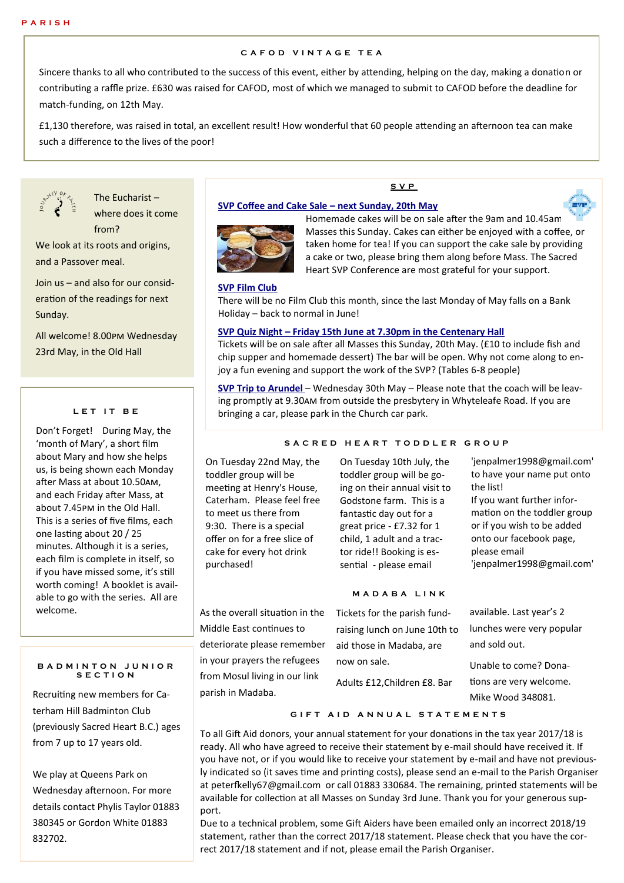## CAFOD VINTAGE TEA

Sincere thanks to all who contributed to the success of this event, either by attending, helping on the day, making a donation or contributing a raffle prize. £630 was raised for CAFOD, most of which we managed to submit to CAFOD before the deadline for match-funding, on 12th May.

£1,130 therefore, was raised in total, an excellent result! How wonderful that 60 people attending an afternoon tea can make such a difference to the lives of the poor!

JOURNEY OF FAITH

The Eucharist – where does it come from?

We look at its roots and origins, and a Passover meal.

Join us – and also for our consideration of the readings for next Sunday.

All welcome! 8.00PM Wednesday 23rd May, in the Old Hall

## LET IT BE

Don't Forget! During May, the 'month of Mary', a short film about Mary and how she helps us, is being shown each Monday after Mass at about 10.50AM, and each Friday after Mass, at about 7.45PM in the Old Hall. This is a series of five films, each one lasting about 20 / 25 minutes. Although it is a series, each film is complete in itself, so if you have missed some, it's still worth coming! A booklet is available to go with the series. All are welcome.

## BADMINTON JUNIOR SECTION

Recruiting new members for Caterham Hill Badminton Club (previously Sacred Heart B.C.) ages from 7 up to 17 years old.

We play at Queens Park on Wednesday afternoon. For more details contact Phylis Taylor 01883 380345 or Gordon White 01883 832702.

## SVP

**SVP Coffee and Cake Sale – next Sunday, 20th May**

Homemade cakes will be on sale after the 9am and 10.45am Masses this Sunday. Cakes can either be enjoyed with a coffee, or taken home for tea! If you can support the cake sale by providing a cake or two, please bring them along before Mass. The Sacred Heart SVP Conference are most grateful for your support.

**SVP Film Club**

There will be no Film Club this month, since the last Monday of May falls on a Bank Holiday – back to normal in June!

**SVP Quiz Night – Friday 15th June at 7.30pm in the Centenary Hall**

Tickets will be on sale after all Masses this Sunday, 20th May. (£10 to include fish and chip supper and homemade dessert) The bar will be open. Why not come along to enjoy a fun evening and support the work of the SVP? (Tables 6-8 people)

**SVP Trip to Arundel** – Wednesday 30th May – Please note that the coach will be leaving promptly at 9.30AM from outside the presbytery in Whyteleafe Road. If you are bringing a car, please park in the Church car park.

## SACRED HEART TODDLER GROUP

On Tuesday 22nd May, the toddler group will be meeting at Henry's House, Caterham. Please feel free to meet us there from 9:30. There is a special offer on for a free slice of cake for every hot drink purchased!

On Tuesday 10th July, the toddler group will be going on their annual visit to Godstone farm. This is a fantastic day out for a great price - £7.32 for 1 child, 1 adult and a tractor ride!! Booking is essential - please email 'jenpalmer1998@gmail.com' to have your name put onto the list!

If you want further information on the toddler group or if you wish to be added onto our facebook page, please email 'jenpalmer1998@gmail.com'

## MADABA LINK

As the overall situation in the Middle East continues to deteriorate please remember in your prayers the refugees from Mosul living in our link parish in Madaba.

Tickets for the parish fund-raising lunch on June 10th to aid those in Madaba, are now on sale.

Adults £12,Children £8. Bar available. Last year's 2 lunches were very popular and sold out.

Unable to come? Donations are very welcome. Mike Wood 348081.

## GIFT AID ANNUAL STATEMENTS

To all Gift Aid donors, your annual statement for your donations in the tax year 2017/18 is ready. All who have agreed to receive their statement by e-mail should have received it. If you have not, or if you would like to receive your statement by e-mail and have not previously indicated so (it saves time and printing costs), please send an e-mail to the Parish Organiser at peterfkelly67@gmail.com or call 01883 330684. The remaining, printed statements will be available for collection at all Masses on Sunday 3rd June. Thank you for your generous support.

Due to a technical problem, some Gift Aiders have been emailed only an incorrect 2018/19 statement, rather than the correct 2017/18 statement. Please check that you have the correct 2017/18 statement and if not, please email the Parish Organiser.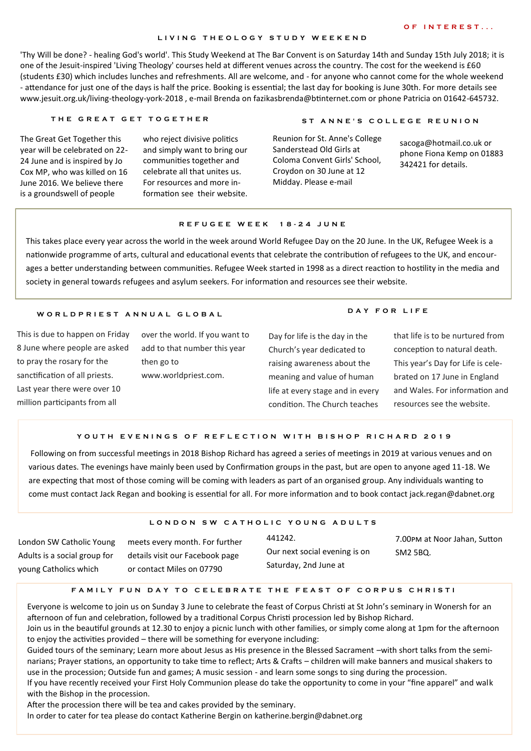OF INTEREST...

## LIVING THEOLOGY STUDY WEEKEND

'Thy Will be done? - healing God's world'. This Study Weekend at The Bar Convent is on Saturday 14th and Sunday 15th July 2018; it is one of the Jesuit-inspired 'Living Theology' courses held at different venues across the country. The cost for the weekend is £60 (students £30) which includes lunches and refreshments. All are welcome, and - for anyone who cannot come for the whole weekend - attendance for just one of the days is half the price. Booking is essential; the last day for booking is June 30th. For more details see www.jesuit.org.uk/living-theology-york-2018 , e-mail Brenda on fazikasbrenda@btinternet.com or phone Patricia on 01642-645732.

## THE GREAT GET TOGETHER

The Great Get Together this year will be celebrated on 22-24 June and is inspired by Jo Cox MP, who was killed on 16 June 2016. We believe there is a groundswell of people who reject divisive politics and simply want to bring our communities together and celebrate all that unites us. For resources and more information see their website.

## ST ANNE'S COLLEGE REUNION

Reunion for St. Anne's College Sanderstead Old Girls at Coloma Convent Girls' School, Croydon on 30 June at 12 Midday. Please e-mail sacoga@hotmail.co.uk or phone Fiona Kemp on 01883 342421 for details.

## REFUGEE WEEK 18-24 JUNE

This takes place every year across the world in the week around World Refugee Day on the 20 June. In the UK, Refugee Week is a nationwide programme of arts, cultural and educational events that celebrate the contribution of refugees to the UK, and encourages a better understanding between communities. Refugee Week started in 1998 as a direct reaction to hostility in the media and society in general towards refugees and asylum seekers. For information and resources see their website.

## WORLDPRIEST ANNUAL GLOBAL

This is due to happen on Friday 8 June where people are asked to pray the rosary for the sanctification of all priests. Last year there were over 10 million participants from all over the world. If you want to add to that number this year then go to www.worldpriest.com.

## DAY FOR LIFE

Day for life is the day in the Church's year dedicated to raising awareness about the meaning and value of human life at every stage and in every condition. The Church teaches that life is to be nurtured from conception to natural death. This year's Day for Life is celebrated on 17 June in England and Wales. For information and resources see the website.

## YOUTH EVENINGS OF REFLECTION WITH BISHOP RICHARD 2019

Following on from successful meetings in 2018 Bishop Richard has agreed a series of meetings in 2019 at various venues and on various dates. The evenings have mainly been used by Confirmation groups in the past, but are open to anyone aged 11-18. We are expecting that most of those coming will be coming with leaders as part of an organised group. Any individuals wanting to come must contact Jack Regan and booking is essential for all. For more information and to book contact jack.regan@dabnet.org

## LONDON SW CATHOLIC YOUNG ADULTS

London SW Catholic Young Adults is a social group for young Catholics which meets every month. For further details visit our Facebook page or contact Miles on 07790 441242.
Our next social evening is on Saturday, 2nd June at 7.00PM at Noor Jahan, Sutton SM2 5BQ.

## FAMILY FUN DAY TO CELEBRATE THE FEAST OF CORPUS CHRISTI

Everyone is welcome to join us on Sunday 3 June to celebrate the feast of Corpus Christi at St John's seminary in Wonersh for an afternoon of fun and celebration, followed by a traditional Corpus Christi procession led by Bishop Richard.

Join us in the beautiful grounds at 12.30 to enjoy a picnic lunch with other families, or simply come along at 1pm for the afternoon to enjoy the activities provided – there will be something for everyone including:

Guided tours of the seminary; Learn more about Jesus as His presence in the Blessed Sacrament –with short talks from the seminarians; Prayer stations, an opportunity to take time to reflect; Arts & Crafts – children will make banners and musical shakers to use in the procession; Outside fun and games; A music session - and learn some songs to sing during the procession.

If you have recently received your First Holy Communion please do take the opportunity to come in your "fine apparel" and walk with the Bishop in the procession.

After the procession there will be tea and cakes provided by the seminary.

In order to cater for tea please do contact Katherine Bergin on katherine.bergin@dabnet.org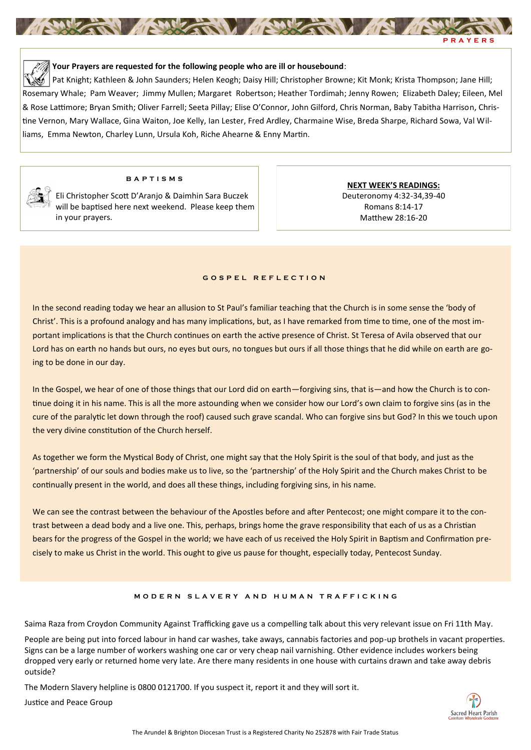PRAYERS

**Your Prayers are requested for the following people who are ill or housebound**:

Pat Knight; Kathleen & John Saunders; Helen Keogh; Daisy Hill; Christopher Browne; Kit Monk; Krista Thompson; Jane Hill; Rosemary Whale; Pam Weaver; Jimmy Mullen; Margaret Robertson; Heather Tordimah; Jenny Rowen; Elizabeth Daley; Eileen, Mel & Rose Lattimore; Bryan Smith; Oliver Farrell; Seeta Pillay; Elise O'Connor, John Gilford, Chris Norman, Baby Tabitha Harrison, Christine Vernon, Mary Wallace, Gina Waiton, Joe Kelly, Ian Lester, Fred Ardley, Charmaine Wise, Breda Sharpe, Richard Sowa, Val Williams, Emma Newton, Charley Lunn, Ursula Koh, Riche Ahearne & Enny Martin.

## BAPTISMS

Eli Christopher Scott D'Aranjo & Daimhin Sara Buczek will be baptised here next weekend. Please keep them in your prayers.

**NEXT WEEK'S READINGS:**

Deuteronomy 4:32-34,39-40
Romans 8:14-17
Matthew 28:16-20

## GOSPEL REFLECTION

In the second reading today we hear an allusion to St Paul's familiar teaching that the Church is in some sense the 'body of Christ'. This is a profound analogy and has many implications, but, as I have remarked from time to time, one of the most important implications is that the Church continues on earth the active presence of Christ. St Teresa of Avila observed that our Lord has on earth no hands but ours, no eyes but ours, no tongues but ours if all those things that he did while on earth are going to be done in our day.

In the Gospel, we hear of one of those things that our Lord did on earth—forgiving sins, that is—and how the Church is to continue doing it in his name. This is all the more astounding when we consider how our Lord's own claim to forgive sins (as in the cure of the paralytic let down through the roof) caused such grave scandal. Who can forgive sins but God? In this we touch upon the very divine constitution of the Church herself.

As together we form the Mystical Body of Christ, one might say that the Holy Spirit is the soul of that body, and just as the 'partnership' of our souls and bodies make us to live, so the 'partnership' of the Holy Spirit and the Church makes Christ to be continually present in the world, and does all these things, including forgiving sins, in his name.

We can see the contrast between the behaviour of the Apostles before and after Pentecost; one might compare it to the contrast between a dead body and a live one. This, perhaps, brings home the grave responsibility that each of us as a Christian bears for the progress of the Gospel in the world; we have each of us received the Holy Spirit in Baptism and Confirmation precisely to make us Christ in the world. This ought to give us pause for thought, especially today, Pentecost Sunday.

## MODERN SLAVERY AND HUMAN TRAFFICKING

Saima Raza from Croydon Community Against Trafficking gave us a compelling talk about this very relevant issue on Fri 11th May.

People are being put into forced labour in hand car washes, take aways, cannabis factories and pop-up brothels in vacant properties. Signs can be a large number of workers washing one car or very cheap nail varnishing. Other evidence includes workers being dropped very early or returned home very late. Are there many residents in one house with curtains drawn and take away debris outside?

The Modern Slavery helpline is 0800 0121700. If you suspect it, report it and they will sort it.

Justice and Peace Group

Sacred Heart Parish
Caterham Whyteleafe Godstone

The Arundel & Brighton Diocesan Trust is a Registered Charity No 252878 with Fair Trade Status